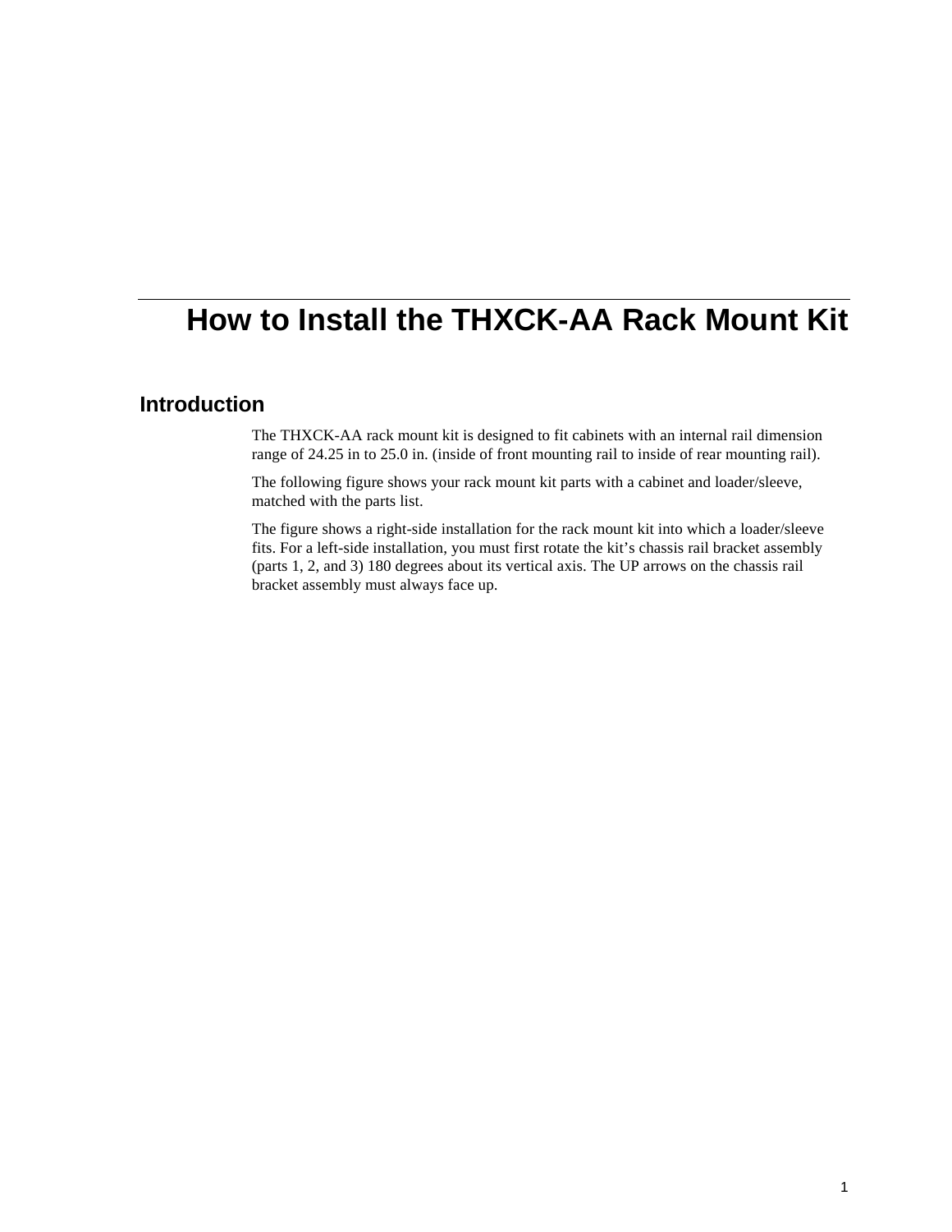# How to Install the THXCK-AA Rack Mount Kit

## Introduction

The THXCK-AA rack mount kit is designed to fit cabinets with an internal rail dimension range of 24.25 in to 25.0 in. (inside of front mounting rail to inside of rear mounting rail).

The following figure shows your rack mount kit parts with a cabinet and loader/sleeve, matched with the parts list.

The figure shows a right-side installation for the rack mount kit into which a loader/sleeve fits. For a left-side installation, you must first rotate the kit's chassis rail bracket assembly (parts 1, 2, and 3) 180 degrees about its vertical axis. The UP arrows on the chassis rail bracket assembly must always face up.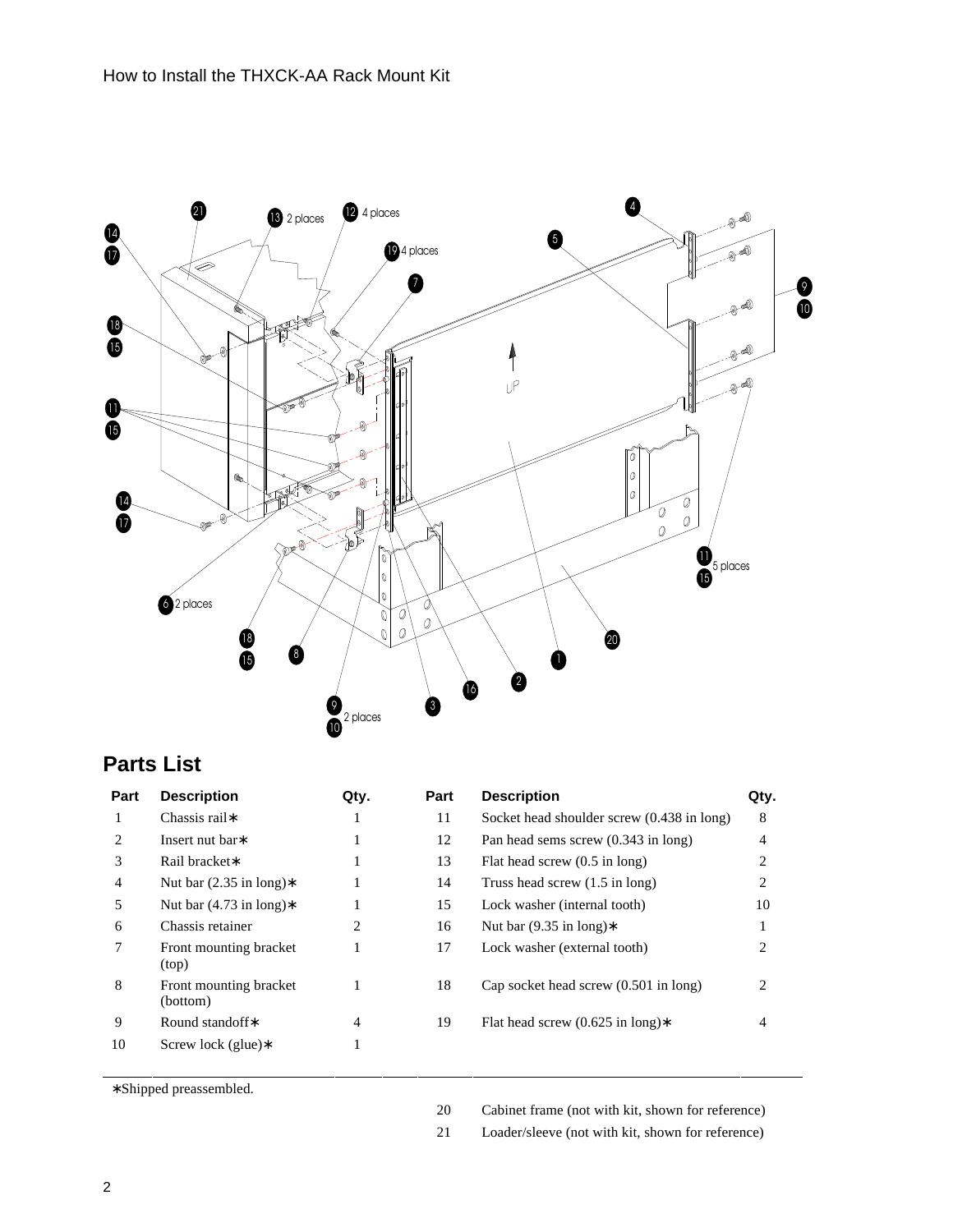## Parts List

| Part | Description | Qty. | Part | Description | Qty. |
|---|---|---|---|---|---|
| 1 | Chassis rail∗ | 1 | 11 | Socket head shoulder screw (0.438 in long) | 8 |
| 2 | Insert nut bar∗ | 1 | 12 | Pan head sems screw (0.343 in long) | 4 |
| 3 | Rail bracket∗ | 1 | 13 | Flat head screw (0.5 in long) | 2 |
| 4 | Nut bar (2.35 in long)∗ | 1 | 14 | Truss head screw (1.5 in long) | 2 |
| 5 | Nut bar (4.73 in long)∗ | 1 | 15 | Lock washer (internal tooth) | 10 |
| 6 | Chassis retainer | 2 | 16 | Nut bar (9.35 in long)∗ | 1 |
| 7 | Front mounting bracket (top) | 1 | 17 | Lock washer (external tooth) | 2 |
| 8 | Front mounting bracket (bottom) | 1 | 18 | Cap socket head screw (0.501 in long) | 2 |
| 9 | Round standoff∗ | 4 | 19 | Flat head screw (0.625 in long)∗ | 4 |
| 10 | Screw lock (glue)∗ | 1 | | | |

∗Shipped preassembled.

| | |
|---|---|
| 20 | Cabinet frame (not with kit, shown for reference) |
| 21 | Loader/sleeve (not with kit, shown for reference) |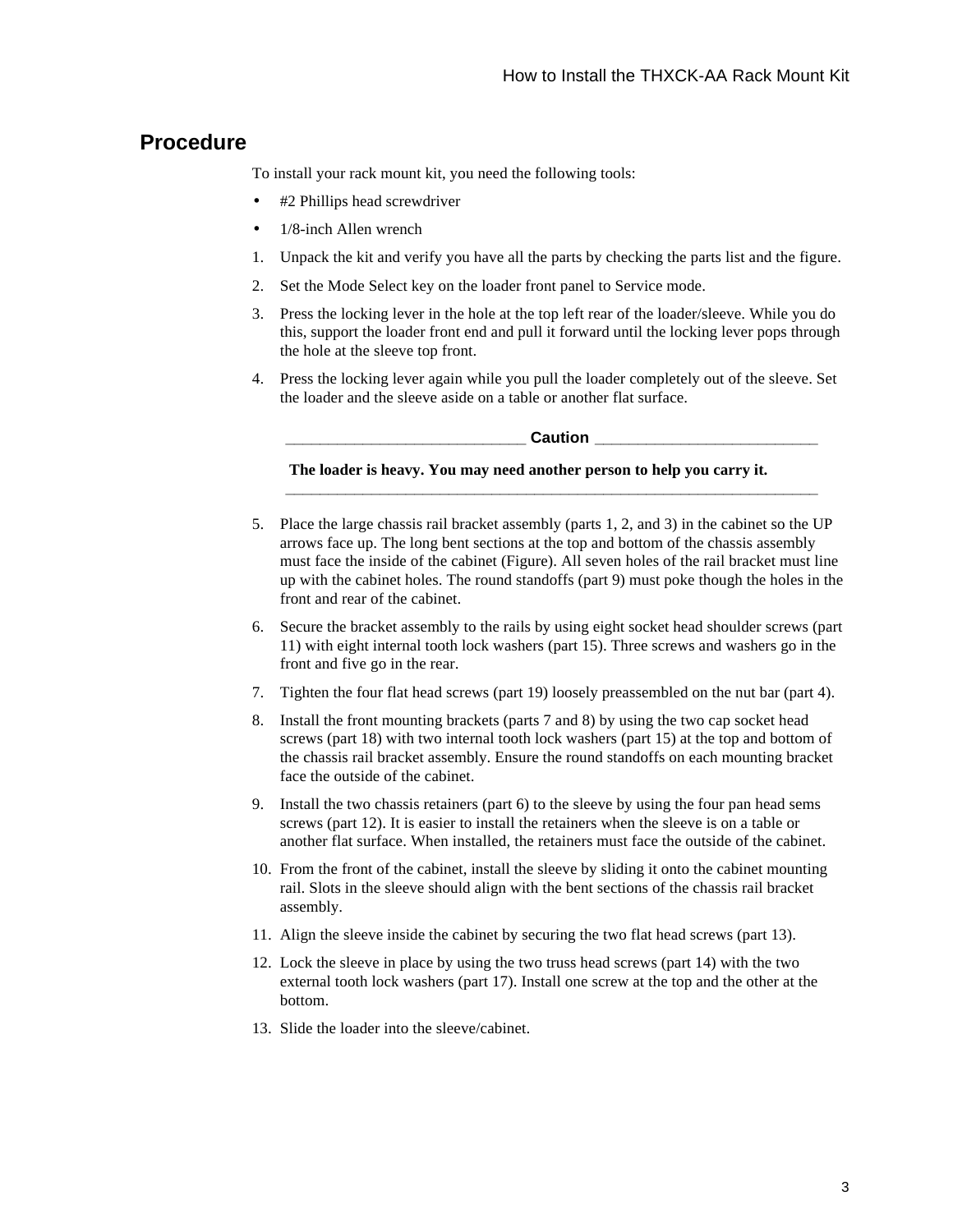## Procedure

To install your rack mount kit, you need the following tools:

- #2 Phillips head screwdriver
- 1/8-inch Allen wrench

1. Unpack the kit and verify you have all the parts by checking the parts list and the figure.
2. Set the Mode Select key on the loader front panel to Service mode.
3. Press the locking lever in the hole at the top left rear of the loader/sleeve. While you do this, support the loader front end and pull it forward until the locking lever pops through the hole at the sleeve top front.
4. Press the locking lever again while you pull the loader completely out of the sleeve. Set the loader and the sleeve aside on a table or another flat surface.

**Caution**

**The loader is heavy. You may need another person to help you carry it.**

5. Place the large chassis rail bracket assembly (parts 1, 2, and 3) in the cabinet so the UP arrows face up. The long bent sections at the top and bottom of the chassis assembly must face the inside of the cabinet (Figure). All seven holes of the rail bracket must line up with the cabinet holes. The round standoffs (part 9) must poke though the holes in the front and rear of the cabinet.
6. Secure the bracket assembly to the rails by using eight socket head shoulder screws (part 11) with eight internal tooth lock washers (part 15). Three screws and washers go in the front and five go in the rear.
7. Tighten the four flat head screws (part 19) loosely preassembled on the nut bar (part 4).
8. Install the front mounting brackets (parts 7 and 8) by using the two cap socket head screws (part 18) with two internal tooth lock washers (part 15) at the top and bottom of the chassis rail bracket assembly. Ensure the round standoffs on each mounting bracket face the outside of the cabinet.
9. Install the two chassis retainers (part 6) to the sleeve by using the four pan head sems screws (part 12). It is easier to install the retainers when the sleeve is on a table or another flat surface. When installed, the retainers must face the outside of the cabinet.
10. From the front of the cabinet, install the sleeve by sliding it onto the cabinet mounting rail. Slots in the sleeve should align with the bent sections of the chassis rail bracket assembly.
11. Align the sleeve inside the cabinet by securing the two flat head screws (part 13).
12. Lock the sleeve in place by using the two truss head screws (part 14) with the two external tooth lock washers (part 17). Install one screw at the top and the other at the bottom.
13. Slide the loader into the sleeve/cabinet.